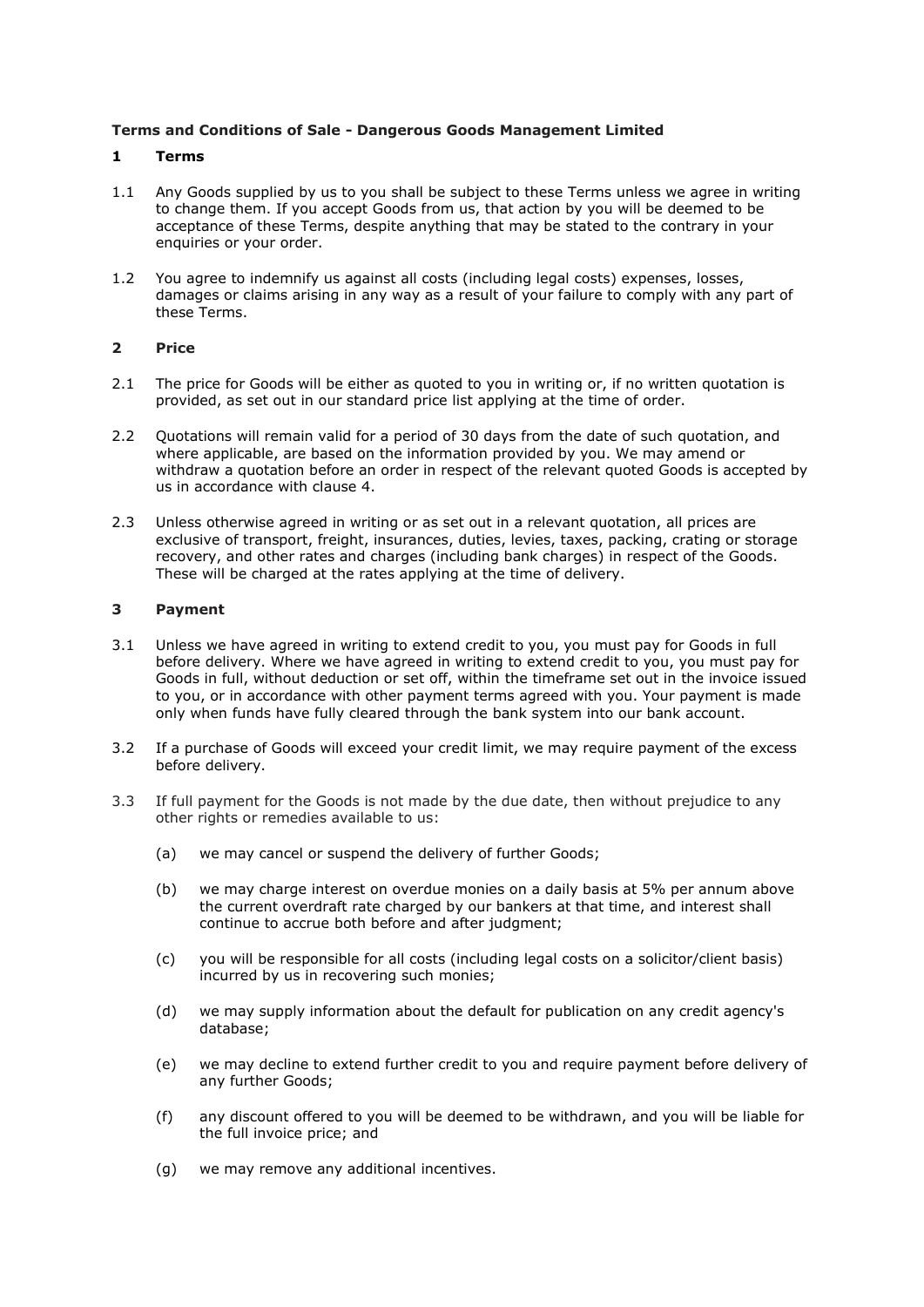**Terms and Conditions of Sale - Dangerous Goods Management Limited**

## 1 Terms

1.1 Any Goods supplied by us to you shall be subject to these Terms unless we agree in writing to change them. If you accept Goods from us, that action by you will be deemed to be acceptance of these Terms, despite anything that may be stated to the contrary in your enquiries or your order.

1.2 You agree to indemnify us against all costs (including legal costs) expenses, losses, damages or claims arising in any way as a result of your failure to comply with any part of these Terms.

## 2 Price

2.1 The price for Goods will be either as quoted to you in writing or, if no written quotation is provided, as set out in our standard price list applying at the time of order.

2.2 Quotations will remain valid for a period of 30 days from the date of such quotation, and where applicable, are based on the information provided by you. We may amend or withdraw a quotation before an order in respect of the relevant quoted Goods is accepted by us in accordance with clause 4.

2.3 Unless otherwise agreed in writing or as set out in a relevant quotation, all prices are exclusive of transport, freight, insurances, duties, levies, taxes, packing, crating or storage recovery, and other rates and charges (including bank charges) in respect of the Goods. These will be charged at the rates applying at the time of delivery.

## 3 Payment

3.1 Unless we have agreed in writing to extend credit to you, you must pay for Goods in full before delivery. Where we have agreed in writing to extend credit to you, you must pay for Goods in full, without deduction or set off, within the timeframe set out in the invoice issued to you, or in accordance with other payment terms agreed with you. Your payment is made only when funds have fully cleared through the bank system into our bank account.

3.2 If a purchase of Goods will exceed your credit limit, we may require payment of the excess before delivery.

3.3 If full payment for the Goods is not made by the due date, then without prejudice to any other rights or remedies available to us:

(a) we may cancel or suspend the delivery of further Goods;

(b) we may charge interest on overdue monies on a daily basis at 5% per annum above the current overdraft rate charged by our bankers at that time, and interest shall continue to accrue both before and after judgment;

(c) you will be responsible for all costs (including legal costs on a solicitor/client basis) incurred by us in recovering such monies;

(d) we may supply information about the default for publication on any credit agency's database;

(e) we may decline to extend further credit to you and require payment before delivery of any further Goods;

(f) any discount offered to you will be deemed to be withdrawn, and you will be liable for the full invoice price; and

(g) we may remove any additional incentives.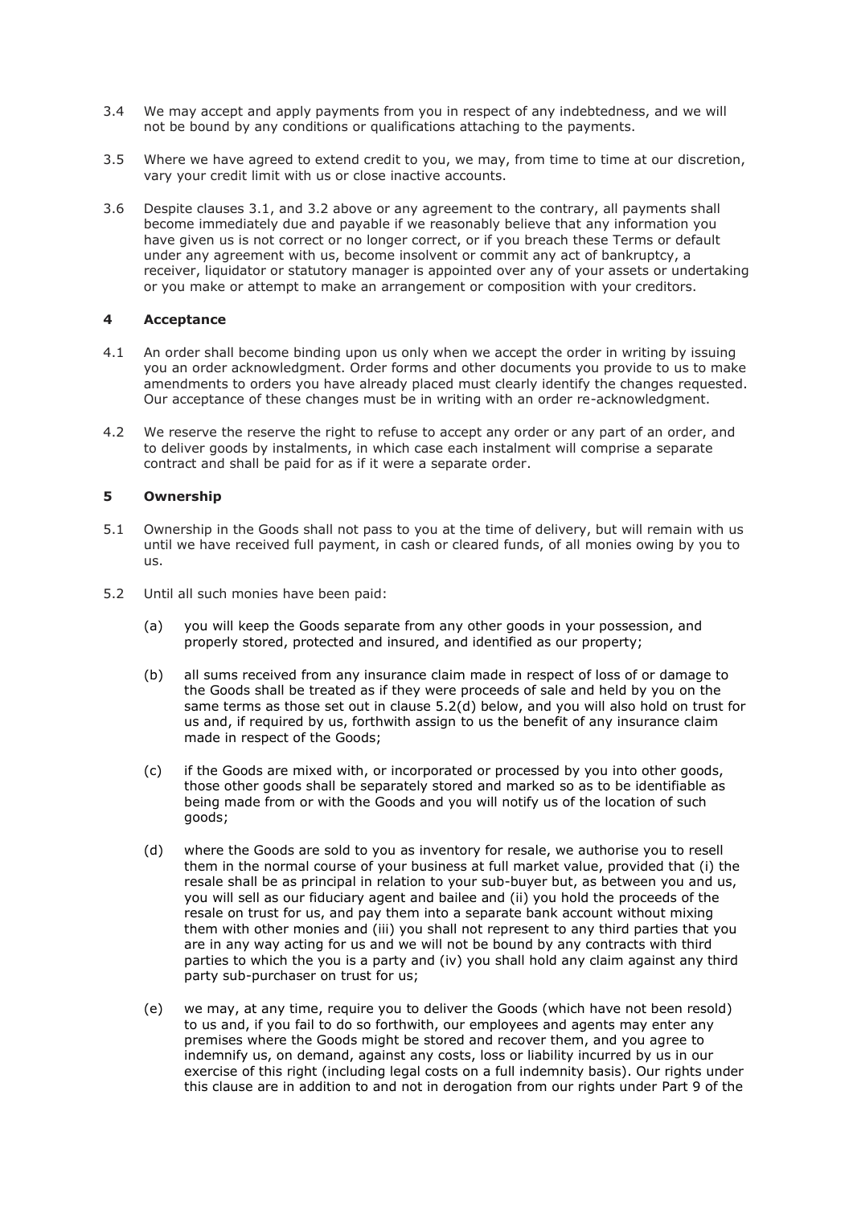3.4 We may accept and apply payments from you in respect of any indebtedness, and we will not be bound by any conditions or qualifications attaching to the payments.

3.5 Where we have agreed to extend credit to you, we may, from time to time at our discretion, vary your credit limit with us or close inactive accounts.

3.6 Despite clauses 3.1, and 3.2 above or any agreement to the contrary, all payments shall become immediately due and payable if we reasonably believe that any information you have given us is not correct or no longer correct, or if you breach these Terms or default under any agreement with us, become insolvent or commit any act of bankruptcy, a receiver, liquidator or statutory manager is appointed over any of your assets or undertaking or you make or attempt to make an arrangement or composition with your creditors.

## 4 Acceptance

4.1 An order shall become binding upon us only when we accept the order in writing by issuing you an order acknowledgment. Order forms and other documents you provide to us to make amendments to orders you have already placed must clearly identify the changes requested. Our acceptance of these changes must be in writing with an order re-acknowledgment.

4.2 We reserve the reserve the right to refuse to accept any order or any part of an order, and to deliver goods by instalments, in which case each instalment will comprise a separate contract and shall be paid for as if it were a separate order.

## 5 Ownership

5.1 Ownership in the Goods shall not pass to you at the time of delivery, but will remain with us until we have received full payment, in cash or cleared funds, of all monies owing by you to us.

5.2 Until all such monies have been paid:

(a) you will keep the Goods separate from any other goods in your possession, and properly stored, protected and insured, and identified as our property;

(b) all sums received from any insurance claim made in respect of loss of or damage to the Goods shall be treated as if they were proceeds of sale and held by you on the same terms as those set out in clause 5.2(d) below, and you will also hold on trust for us and, if required by us, forthwith assign to us the benefit of any insurance claim made in respect of the Goods;

(c) if the Goods are mixed with, or incorporated or processed by you into other goods, those other goods shall be separately stored and marked so as to be identifiable as being made from or with the Goods and you will notify us of the location of such goods;

(d) where the Goods are sold to you as inventory for resale, we authorise you to resell them in the normal course of your business at full market value, provided that (i) the resale shall be as principal in relation to your sub-buyer but, as between you and us, you will sell as our fiduciary agent and bailee and (ii) you hold the proceeds of the resale on trust for us, and pay them into a separate bank account without mixing them with other monies and (iii) you shall not represent to any third parties that you are in any way acting for us and we will not be bound by any contracts with third parties to which the you is a party and (iv) you shall hold any claim against any third party sub-purchaser on trust for us;

(e) we may, at any time, require you to deliver the Goods (which have not been resold) to us and, if you fail to do so forthwith, our employees and agents may enter any premises where the Goods might be stored and recover them, and you agree to indemnify us, on demand, against any costs, loss or liability incurred by us in our exercise of this right (including legal costs on a full indemnity basis). Our rights under this clause are in addition to and not in derogation from our rights under Part 9 of the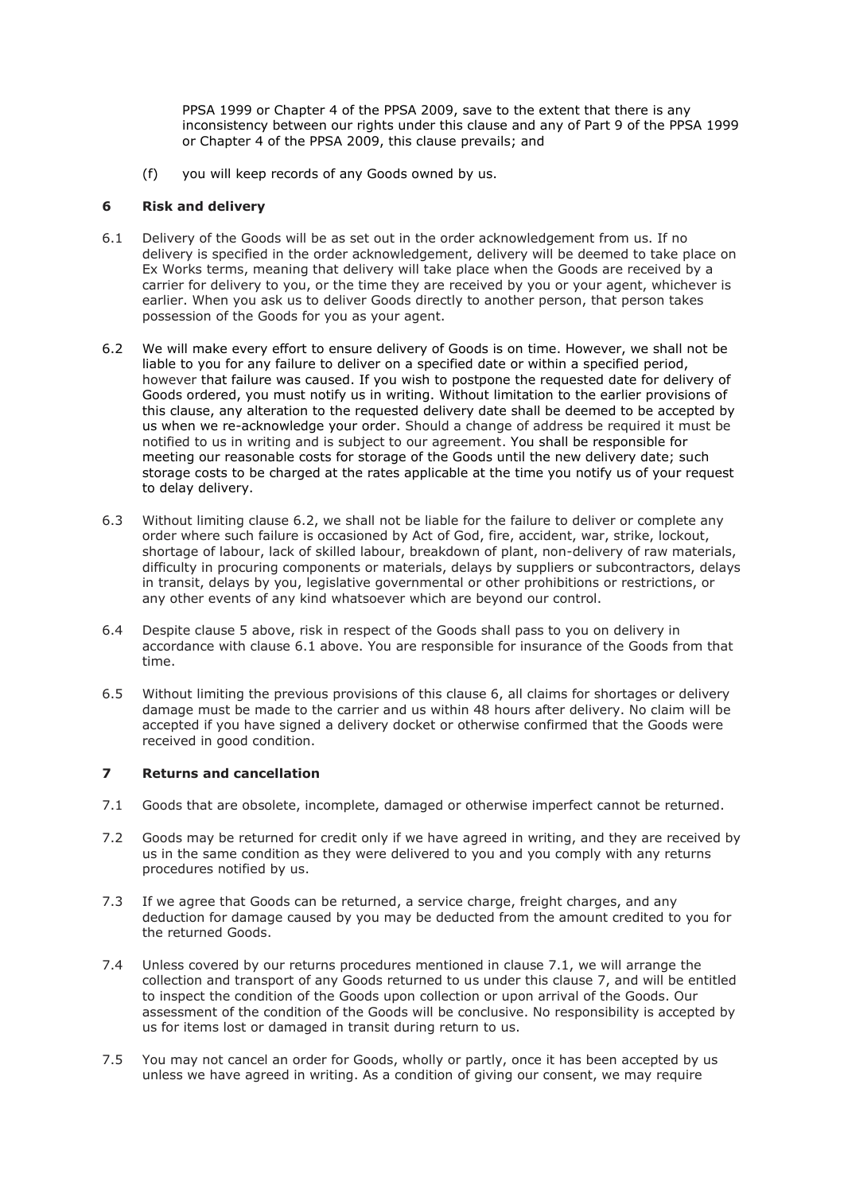PPSA 1999 or Chapter 4 of the PPSA 2009, save to the extent that there is any inconsistency between our rights under this clause and any of Part 9 of the PPSA 1999 or Chapter 4 of the PPSA 2009, this clause prevails; and

(f) you will keep records of any Goods owned by us.

## 6 Risk and delivery

6.1 Delivery of the Goods will be as set out in the order acknowledgement from us. If no delivery is specified in the order acknowledgement, delivery will be deemed to take place on Ex Works terms, meaning that delivery will take place when the Goods are received by a carrier for delivery to you, or the time they are received by you or your agent, whichever is earlier. When you ask us to deliver Goods directly to another person, that person takes possession of the Goods for you as your agent.

6.2 We will make every effort to ensure delivery of Goods is on time. However, we shall not be liable to you for any failure to deliver on a specified date or within a specified period, however that failure was caused. If you wish to postpone the requested date for delivery of Goods ordered, you must notify us in writing. Without limitation to the earlier provisions of this clause, any alteration to the requested delivery date shall be deemed to be accepted by us when we re-acknowledge your order. Should a change of address be required it must be notified to us in writing and is subject to our agreement. You shall be responsible for meeting our reasonable costs for storage of the Goods until the new delivery date; such storage costs to be charged at the rates applicable at the time you notify us of your request to delay delivery.

6.3 Without limiting clause 6.2, we shall not be liable for the failure to deliver or complete any order where such failure is occasioned by Act of God, fire, accident, war, strike, lockout, shortage of labour, lack of skilled labour, breakdown of plant, non-delivery of raw materials, difficulty in procuring components or materials, delays by suppliers or subcontractors, delays in transit, delays by you, legislative governmental or other prohibitions or restrictions, or any other events of any kind whatsoever which are beyond our control.

6.4 Despite clause 5 above, risk in respect of the Goods shall pass to you on delivery in accordance with clause 6.1 above. You are responsible for insurance of the Goods from that time.

6.5 Without limiting the previous provisions of this clause 6, all claims for shortages or delivery damage must be made to the carrier and us within 48 hours after delivery. No claim will be accepted if you have signed a delivery docket or otherwise confirmed that the Goods were received in good condition.

## 7 Returns and cancellation

7.1 Goods that are obsolete, incomplete, damaged or otherwise imperfect cannot be returned.

7.2 Goods may be returned for credit only if we have agreed in writing, and they are received by us in the same condition as they were delivered to you and you comply with any returns procedures notified by us.

7.3 If we agree that Goods can be returned, a service charge, freight charges, and any deduction for damage caused by you may be deducted from the amount credited to you for the returned Goods.

7.4 Unless covered by our returns procedures mentioned in clause 7.1, we will arrange the collection and transport of any Goods returned to us under this clause 7, and will be entitled to inspect the condition of the Goods upon collection or upon arrival of the Goods. Our assessment of the condition of the Goods will be conclusive. No responsibility is accepted by us for items lost or damaged in transit during return to us.

7.5 You may not cancel an order for Goods, wholly or partly, once it has been accepted by us unless we have agreed in writing. As a condition of giving our consent, we may require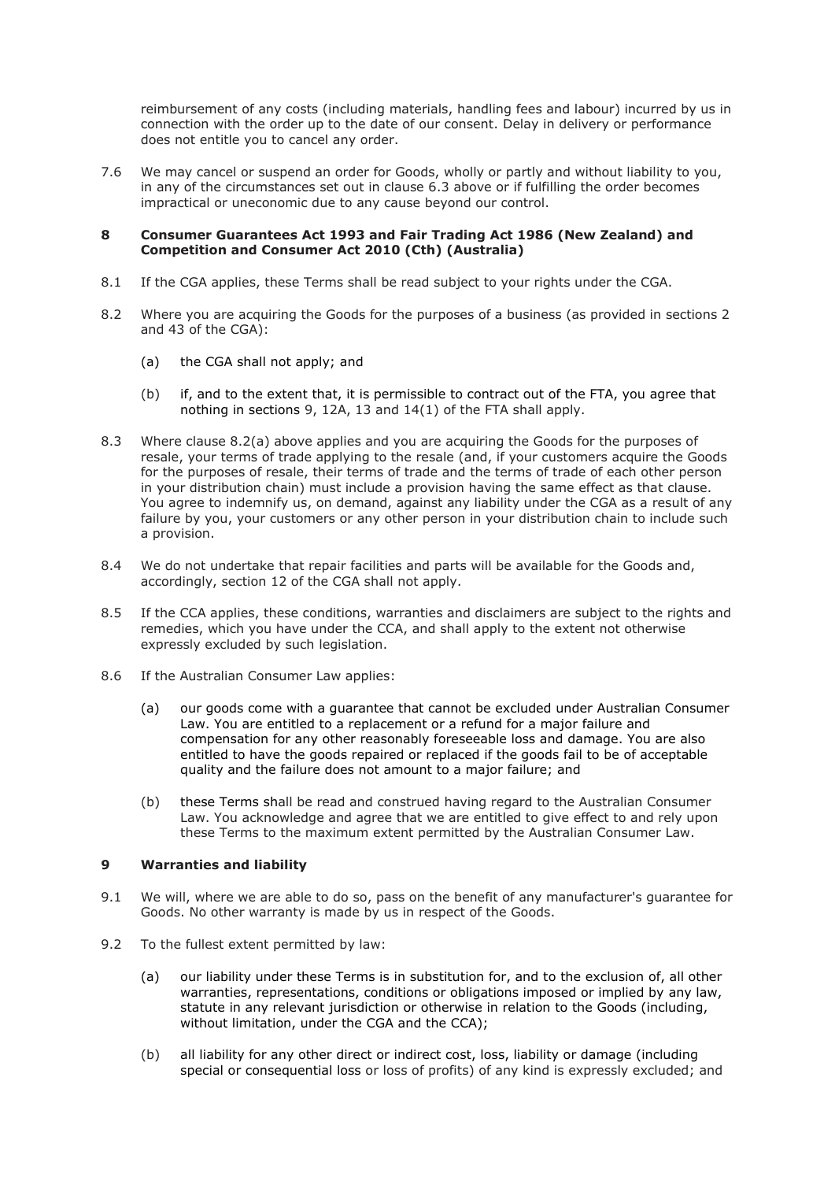reimbursement of any costs (including materials, handling fees and labour) incurred by us in connection with the order up to the date of our consent. Delay in delivery or performance does not entitle you to cancel any order.

7.6 We may cancel or suspend an order for Goods, wholly or partly and without liability to you, in any of the circumstances set out in clause 6.3 above or if fulfilling the order becomes impractical or uneconomic due to any cause beyond our control.

## 8 Consumer Guarantees Act 1993 and Fair Trading Act 1986 (New Zealand) and Competition and Consumer Act 2010 (Cth) (Australia)

8.1 If the CGA applies, these Terms shall be read subject to your rights under the CGA.

8.2 Where you are acquiring the Goods for the purposes of a business (as provided in sections 2 and 43 of the CGA):

(a) the CGA shall not apply; and

(b) if, and to the extent that, it is permissible to contract out of the FTA, you agree that nothing in sections 9, 12A, 13 and 14(1) of the FTA shall apply.

8.3 Where clause 8.2(a) above applies and you are acquiring the Goods for the purposes of resale, your terms of trade applying to the resale (and, if your customers acquire the Goods for the purposes of resale, their terms of trade and the terms of trade of each other person in your distribution chain) must include a provision having the same effect as that clause. You agree to indemnify us, on demand, against any liability under the CGA as a result of any failure by you, your customers or any other person in your distribution chain to include such a provision.

8.4 We do not undertake that repair facilities and parts will be available for the Goods and, accordingly, section 12 of the CGA shall not apply.

8.5 If the CCA applies, these conditions, warranties and disclaimers are subject to the rights and remedies, which you have under the CCA, and shall apply to the extent not otherwise expressly excluded by such legislation.

8.6 If the Australian Consumer Law applies:

(a) our goods come with a guarantee that cannot be excluded under Australian Consumer Law. You are entitled to a replacement or a refund for a major failure and compensation for any other reasonably foreseeable loss and damage. You are also entitled to have the goods repaired or replaced if the goods fail to be of acceptable quality and the failure does not amount to a major failure; and

(b) these Terms shall be read and construed having regard to the Australian Consumer Law. You acknowledge and agree that we are entitled to give effect to and rely upon these Terms to the maximum extent permitted by the Australian Consumer Law.

## 9 Warranties and liability

9.1 We will, where we are able to do so, pass on the benefit of any manufacturer's guarantee for Goods. No other warranty is made by us in respect of the Goods.

9.2 To the fullest extent permitted by law:

(a) our liability under these Terms is in substitution for, and to the exclusion of, all other warranties, representations, conditions or obligations imposed or implied by any law, statute in any relevant jurisdiction or otherwise in relation to the Goods (including, without limitation, under the CGA and the CCA);

(b) all liability for any other direct or indirect cost, loss, liability or damage (including special or consequential loss or loss of profits) of any kind is expressly excluded; and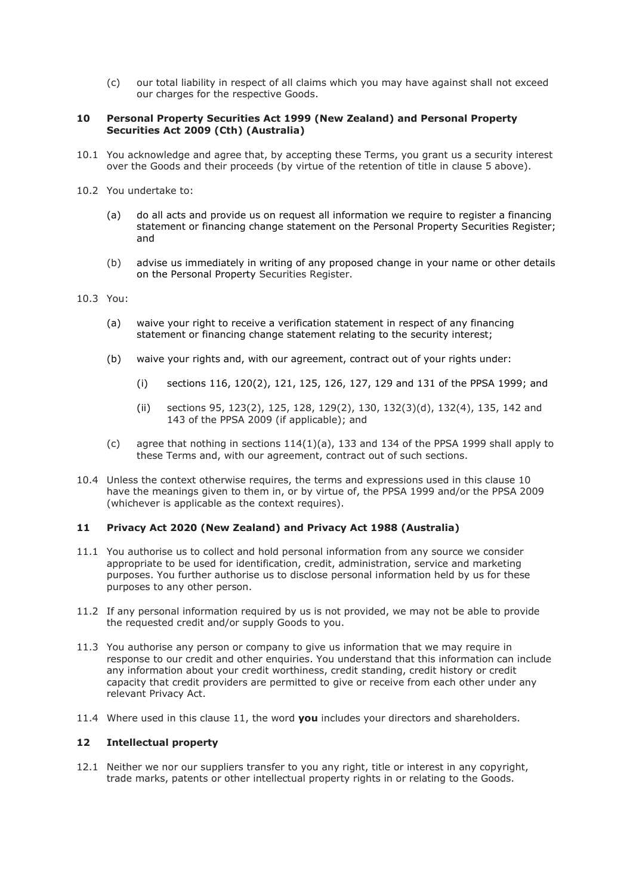(c) our total liability in respect of all claims which you may have against shall not exceed our charges for the respective Goods.

**10 Personal Property Securities Act 1999 (New Zealand) and Personal Property Securities Act 2009 (Cth) (Australia)**

10.1 You acknowledge and agree that, by accepting these Terms, you grant us a security interest over the Goods and their proceeds (by virtue of the retention of title in clause 5 above).

10.2 You undertake to:

(a) do all acts and provide us on request all information we require to register a financing statement or financing change statement on the Personal Property Securities Register; and

(b) advise us immediately in writing of any proposed change in your name or other details on the Personal Property Securities Register.

10.3 You:

(a) waive your right to receive a verification statement in respect of any financing statement or financing change statement relating to the security interest;

(b) waive your rights and, with our agreement, contract out of your rights under:

(i) sections 116, 120(2), 121, 125, 126, 127, 129 and 131 of the PPSA 1999; and

(ii) sections 95, 123(2), 125, 128, 129(2), 130, 132(3)(d), 132(4), 135, 142 and 143 of the PPSA 2009 (if applicable); and

(c) agree that nothing in sections 114(1)(a), 133 and 134 of the PPSA 1999 shall apply to these Terms and, with our agreement, contract out of such sections.

10.4 Unless the context otherwise requires, the terms and expressions used in this clause 10 have the meanings given to them in, or by virtue of, the PPSA 1999 and/or the PPSA 2009 (whichever is applicable as the context requires).

**11 Privacy Act 2020 (New Zealand) and Privacy Act 1988 (Australia)**

11.1 You authorise us to collect and hold personal information from any source we consider appropriate to be used for identification, credit, administration, service and marketing purposes. You further authorise us to disclose personal information held by us for these purposes to any other person.

11.2 If any personal information required by us is not provided, we may not be able to provide the requested credit and/or supply Goods to you.

11.3 You authorise any person or company to give us information that we may require in response to our credit and other enquiries. You understand that this information can include any information about your credit worthiness, credit standing, credit history or credit capacity that credit providers are permitted to give or receive from each other under any relevant Privacy Act.

11.4 Where used in this clause 11, the word **you** includes your directors and shareholders.

**12 Intellectual property**

12.1 Neither we nor our suppliers transfer to you any right, title or interest in any copyright, trade marks, patents or other intellectual property rights in or relating to the Goods.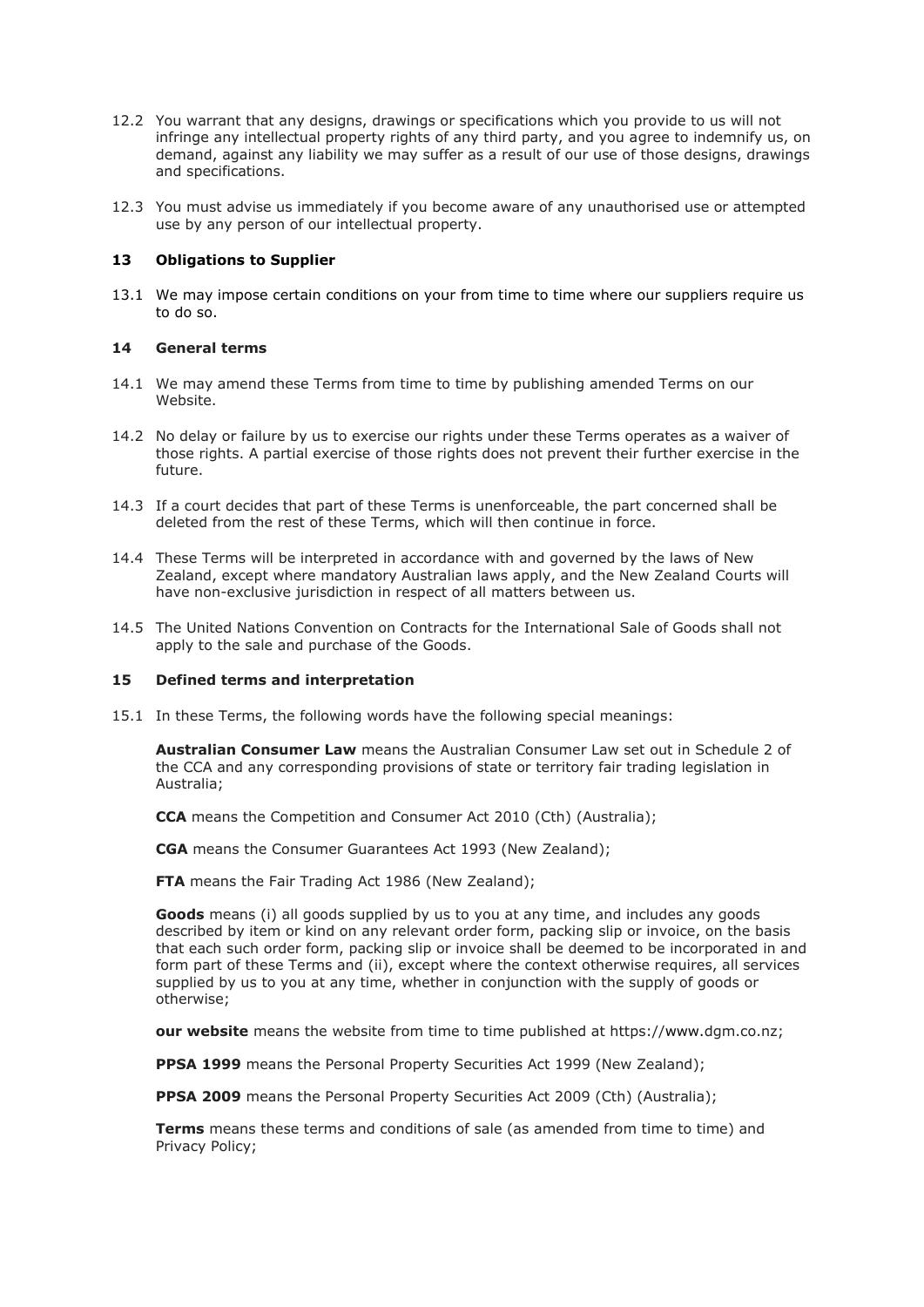12.2 You warrant that any designs, drawings or specifications which you provide to us will not infringe any intellectual property rights of any third party, and you agree to indemnify us, on demand, against any liability we may suffer as a result of our use of those designs, drawings and specifications.

12.3 You must advise us immediately if you become aware of any unauthorised use or attempted use by any person of our intellectual property.

## 13 Obligations to Supplier

13.1 We may impose certain conditions on your from time to time where our suppliers require us to do so.

## 14 General terms

14.1 We may amend these Terms from time to time by publishing amended Terms on our Website.

14.2 No delay or failure by us to exercise our rights under these Terms operates as a waiver of those rights. A partial exercise of those rights does not prevent their further exercise in the future.

14.3 If a court decides that part of these Terms is unenforceable, the part concerned shall be deleted from the rest of these Terms, which will then continue in force.

14.4 These Terms will be interpreted in accordance with and governed by the laws of New Zealand, except where mandatory Australian laws apply, and the New Zealand Courts will have non-exclusive jurisdiction in respect of all matters between us.

14.5 The United Nations Convention on Contracts for the International Sale of Goods shall not apply to the sale and purchase of the Goods.

## 15 Defined terms and interpretation

15.1 In these Terms, the following words have the following special meanings:

**Australian Consumer Law** means the Australian Consumer Law set out in Schedule 2 of the CCA and any corresponding provisions of state or territory fair trading legislation in Australia;

**CCA** means the Competition and Consumer Act 2010 (Cth) (Australia);

**CGA** means the Consumer Guarantees Act 1993 (New Zealand);

**FTA** means the Fair Trading Act 1986 (New Zealand);

**Goods** means (i) all goods supplied by us to you at any time, and includes any goods described by item or kind on any relevant order form, packing slip or invoice, on the basis that each such order form, packing slip or invoice shall be deemed to be incorporated in and form part of these Terms and (ii), except where the context otherwise requires, all services supplied by us to you at any time, whether in conjunction with the supply of goods or otherwise;

**our website** means the website from time to time published at https://www.dgm.co.nz;

**PPSA 1999** means the Personal Property Securities Act 1999 (New Zealand);

**PPSA 2009** means the Personal Property Securities Act 2009 (Cth) (Australia);

**Terms** means these terms and conditions of sale (as amended from time to time) and Privacy Policy;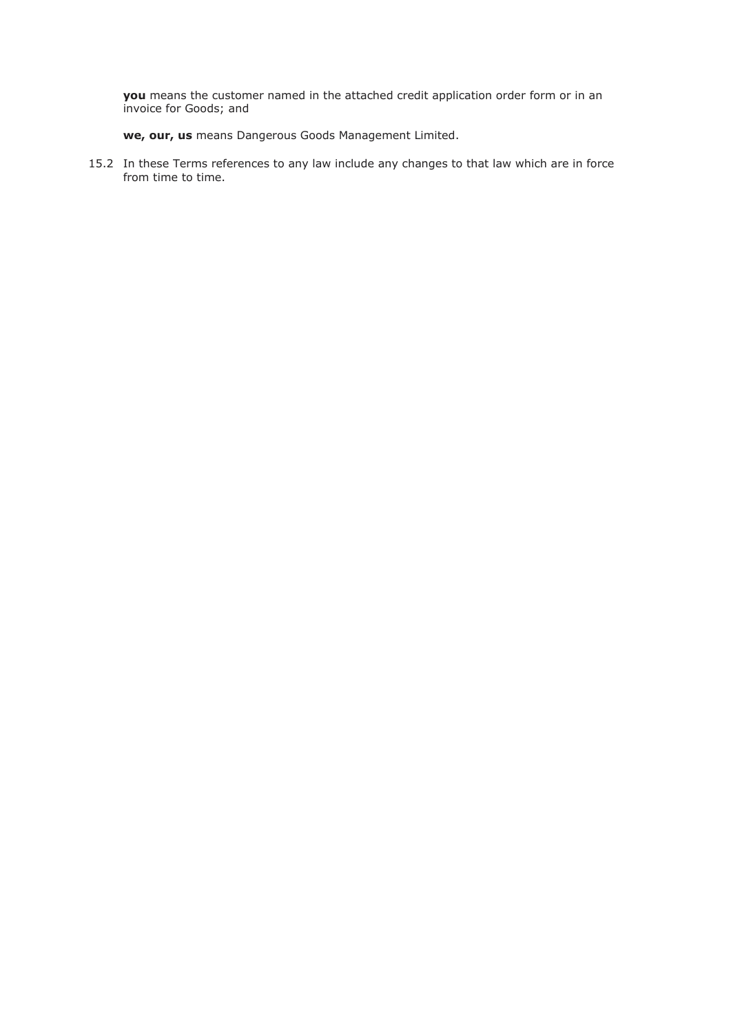**you** means the customer named in the attached credit application order form or in an invoice for Goods; and

**we, our, us** means Dangerous Goods Management Limited.

15.2 In these Terms references to any law include any changes to that law which are in force from time to time.